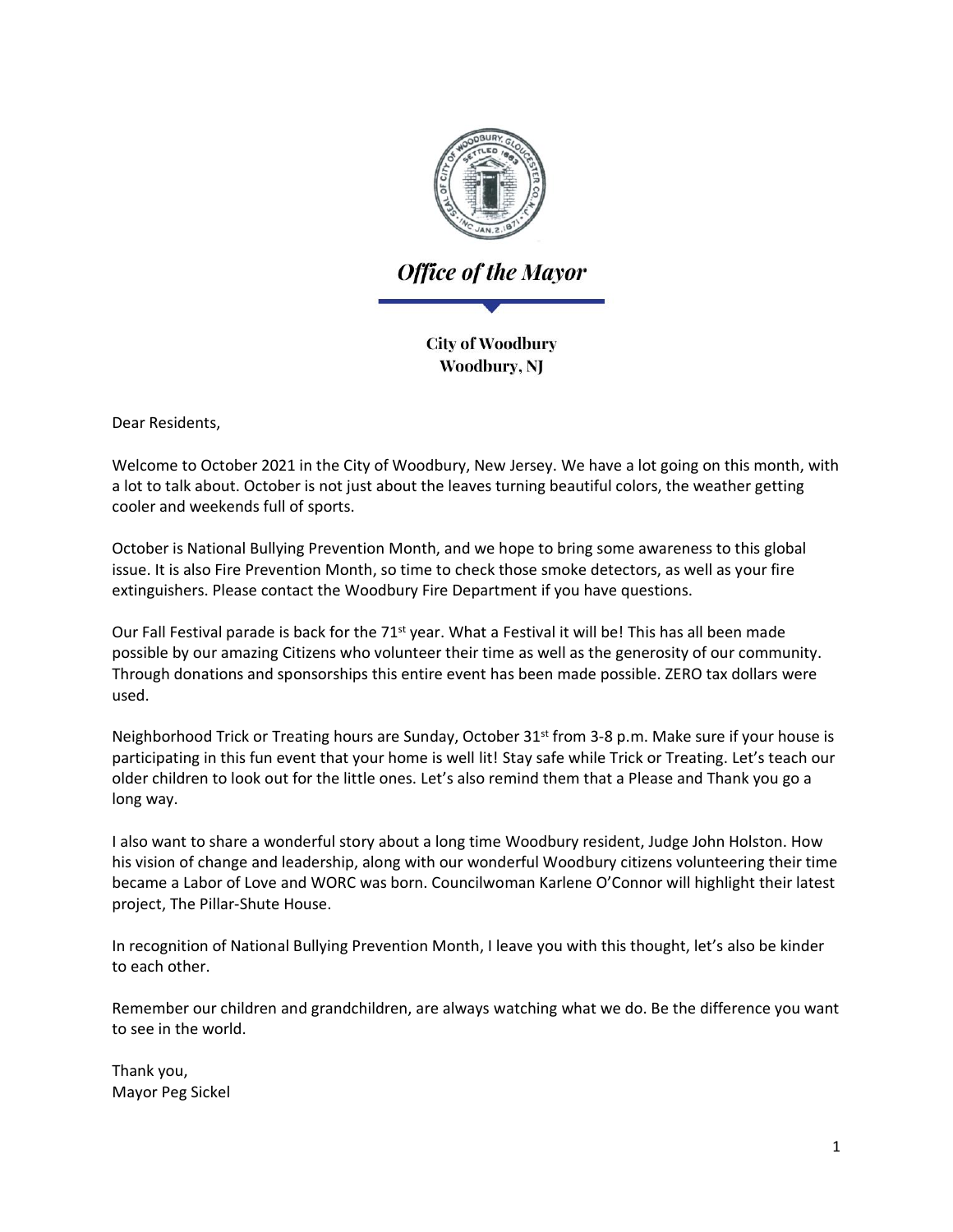# *Office of the Mayor*

**City of Woodbury**
**Woodbury, NJ**

Dear Residents,

Welcome to October 2021 in the City of Woodbury, New Jersey. We have a lot going on this month, with a lot to talk about. October is not just about the leaves turning beautiful colors, the weather getting cooler and weekends full of sports.

October is National Bullying Prevention Month, and we hope to bring some awareness to this global issue. It is also Fire Prevention Month, so time to check those smoke detectors, as well as your fire extinguishers. Please contact the Woodbury Fire Department if you have questions.

Our Fall Festival parade is back for the 71st year. What a Festival it will be! This has all been made possible by our amazing Citizens who volunteer their time as well as the generosity of our community. Through donations and sponsorships this entire event has been made possible. ZERO tax dollars were used.

Neighborhood Trick or Treating hours are Sunday, October 31st from 3-8 p.m. Make sure if your house is participating in this fun event that your home is well lit! Stay safe while Trick or Treating. Let's teach our older children to look out for the little ones. Let's also remind them that a Please and Thank you go a long way.

I also want to share a wonderful story about a long time Woodbury resident, Judge John Holston. How his vision of change and leadership, along with our wonderful Woodbury citizens volunteering their time became a Labor of Love and WORC was born. Councilwoman Karlene O'Connor will highlight their latest project, The Pillar-Shute House.

In recognition of National Bullying Prevention Month, I leave you with this thought, let's also be kinder to each other.

Remember our children and grandchildren, are always watching what we do. Be the difference you want to see in the world.

Thank you,
Mayor Peg Sickel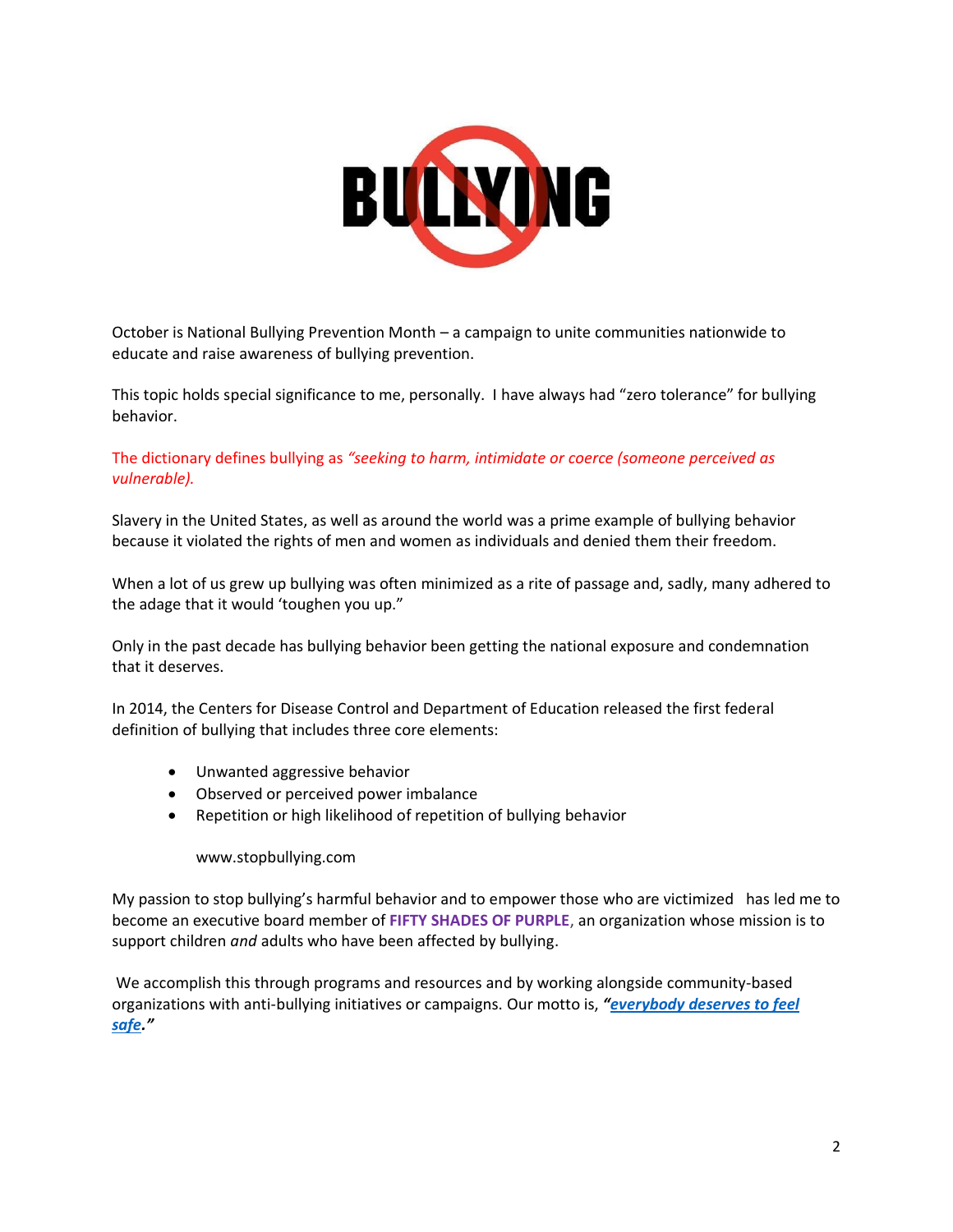October is National Bullying Prevention Month – a campaign to unite communities nationwide to educate and raise awareness of bullying prevention.

This topic holds special significance to me, personally. I have always had "zero tolerance" for bullying behavior.

The dictionary defines bullying as *"seeking to harm, intimidate or coerce (someone perceived as vulnerable).*

Slavery in the United States, as well as around the world was a prime example of bullying behavior because it violated the rights of men and women as individuals and denied them their freedom.

When a lot of us grew up bullying was often minimized as a rite of passage and, sadly, many adhered to the adage that it would 'toughen you up."

Only in the past decade has bullying behavior been getting the national exposure and condemnation that it deserves.

In 2014, the Centers for Disease Control and Department of Education released the first federal definition of bullying that includes three core elements:

- Unwanted aggressive behavior
- Observed or perceived power imbalance
- Repetition or high likelihood of repetition of bullying behavior

    www.stopbullying.com

My passion to stop bullying's harmful behavior and to empower those who are victimized has led me to become an executive board member of **FIFTY SHADES OF PURPLE**, an organization whose mission is to support children *and* adults who have been affected by bullying.

We accomplish this through programs and resources and by working alongside community-based organizations with anti-bullying initiatives or campaigns. Our motto is, ***"everybody deserves to feel safe."***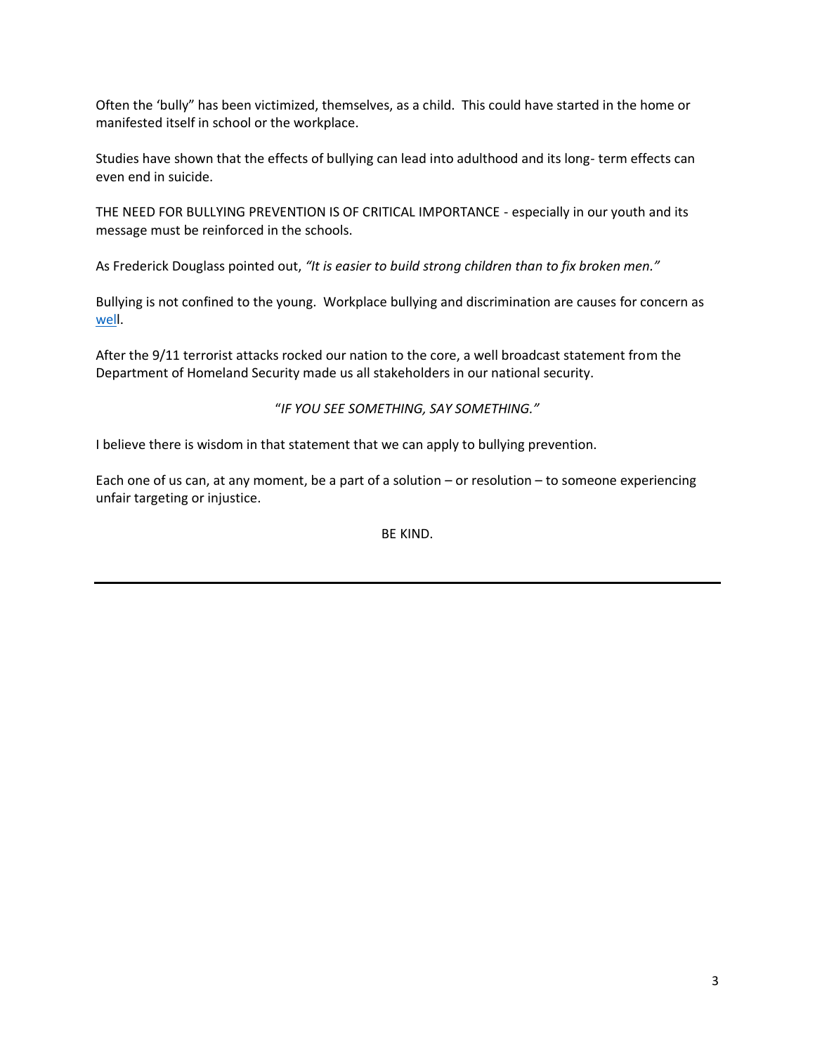Often the 'bully" has been victimized, themselves, as a child. This could have started in the home or manifested itself in school or the workplace.

Studies have shown that the effects of bullying can lead into adulthood and its long- term effects can even end in suicide.

THE NEED FOR BULLYING PREVENTION IS OF CRITICAL IMPORTANCE - especially in our youth and its message must be reinforced in the schools.

As Frederick Douglass pointed out, *"It is easier to build strong children than to fix broken men."*

Bullying is not confined to the young. Workplace bullying and discrimination are causes for concern as well.

After the 9/11 terrorist attacks rocked our nation to the core, a well broadcast statement from the Department of Homeland Security made us all stakeholders in our national security.

"*IF YOU SEE SOMETHING, SAY SOMETHING."*

I believe there is wisdom in that statement that we can apply to bullying prevention.

Each one of us can, at any moment, be a part of a solution – or resolution – to someone experiencing unfair targeting or injustice.

BE KIND.

---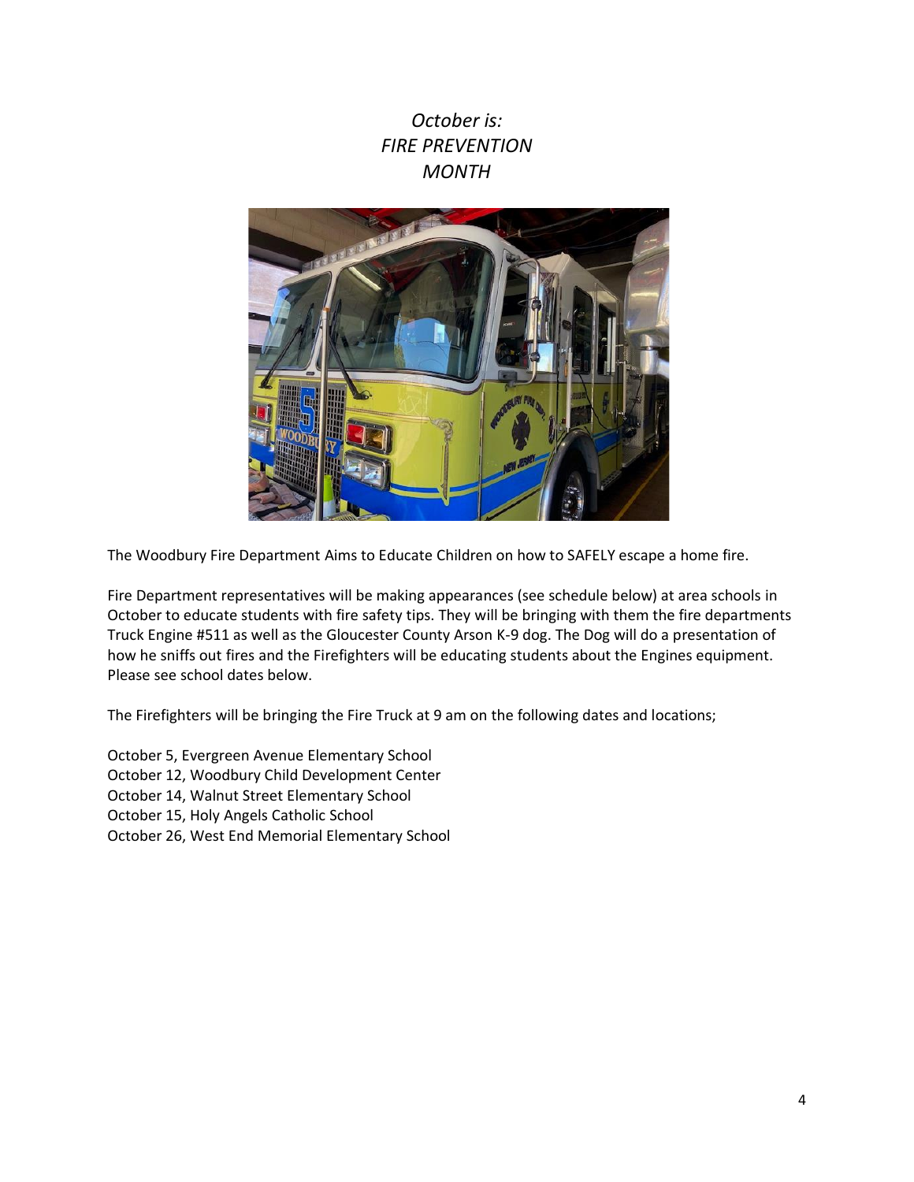*October is:*
*FIRE PREVENTION*
*MONTH*

The Woodbury Fire Department Aims to Educate Children on how to SAFELY escape a home fire.

Fire Department representatives will be making appearances (see schedule below) at area schools in October to educate students with fire safety tips. They will be bringing with them the fire departments Truck Engine #511 as well as the Gloucester County Arson K-9 dog. The Dog will do a presentation of how he sniffs out fires and the Firefighters will be educating students about the Engines equipment. Please see school dates below.

The Firefighters will be bringing the Fire Truck at 9 am on the following dates and locations;

October 5, Evergreen Avenue Elementary School
October 12, Woodbury Child Development Center
October 14, Walnut Street Elementary School
October 15, Holy Angels Catholic School
October 26, West End Memorial Elementary School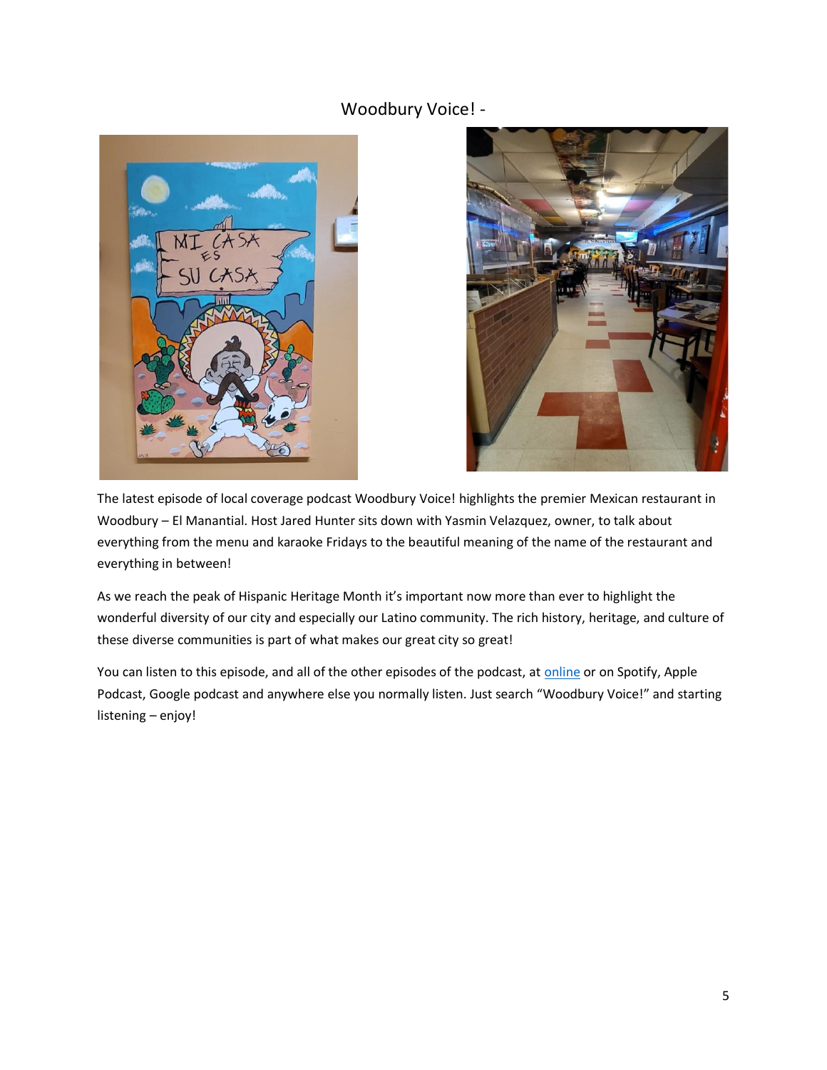## Woodbury Voice! -

The latest episode of local coverage podcast Woodbury Voice! highlights the premier Mexican restaurant in Woodbury – El Manantial. Host Jared Hunter sits down with Yasmin Velazquez, owner, to talk about everything from the menu and karaoke Fridays to the beautiful meaning of the name of the restaurant and everything in between!

As we reach the peak of Hispanic Heritage Month it's important now more than ever to highlight the wonderful diversity of our city and especially our Latino community. The rich history, heritage, and culture of these diverse communities is part of what makes our great city so great!

You can listen to this episode, and all of the other episodes of the podcast, at online or on Spotify, Apple Podcast, Google podcast and anywhere else you normally listen. Just search "Woodbury Voice!" and starting listening – enjoy!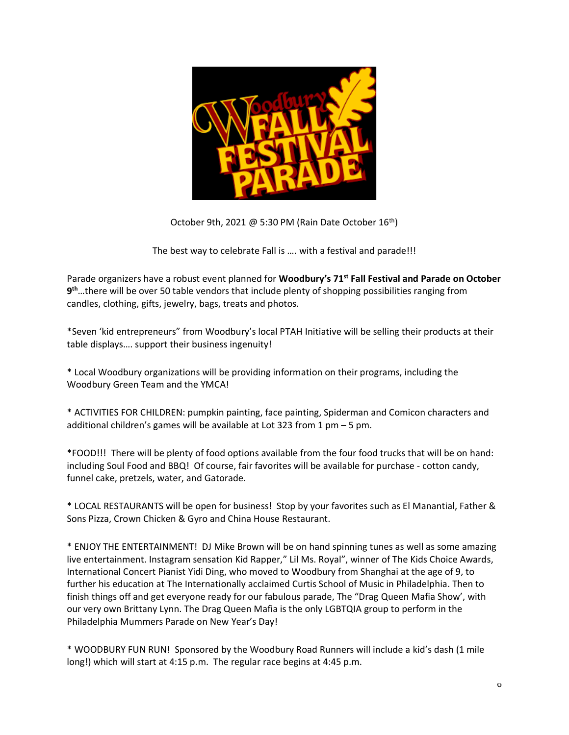# Woodbury Fall Festival Parade

October 9th, 2021 @ 5:30 PM (Rain Date October 16th)

The best way to celebrate Fall is …. with a festival and parade!!!

Parade organizers have a robust event planned for **Woodbury's 71st Fall Festival and Parade on October 9th**…there will be over 50 table vendors that include plenty of shopping possibilities ranging from candles, clothing, gifts, jewelry, bags, treats and photos.

*Seven 'kid entrepreneurs" from Woodbury's local PTAH Initiative will be selling their products at their table displays…. support their business ingenuity!

* Local Woodbury organizations will be providing information on their programs, including the Woodbury Green Team and the YMCA!

* ACTIVITIES FOR CHILDREN: pumpkin painting, face painting, Spiderman and Comicon characters and additional children's games will be available at Lot 323 from 1 pm – 5 pm.

*FOOD!!! There will be plenty of food options available from the four food trucks that will be on hand: including Soul Food and BBQ! Of course, fair favorites will be available for purchase - cotton candy, funnel cake, pretzels, water, and Gatorade.

* LOCAL RESTAURANTS will be open for business! Stop by your favorites such as El Manantial, Father & Sons Pizza, Crown Chicken & Gyro and China House Restaurant.

* ENJOY THE ENTERTAINMENT! DJ Mike Brown will be on hand spinning tunes as well as some amazing live entertainment. Instagram sensation Kid Rapper," Lil Ms. Royal", winner of The Kids Choice Awards, International Concert Pianist Yidi Ding, who moved to Woodbury from Shanghai at the age of 9, to further his education at The Internationally acclaimed Curtis School of Music in Philadelphia. Then to finish things off and get everyone ready for our fabulous parade, The "Drag Queen Mafia Show', with our very own Brittany Lynn. The Drag Queen Mafia is the only LGBTQIA group to perform in the Philadelphia Mummers Parade on New Year's Day!

* WOODBURY FUN RUN! Sponsored by the Woodbury Road Runners will include a kid's dash (1 mile long!) which will start at 4:15 p.m. The regular race begins at 4:45 p.m.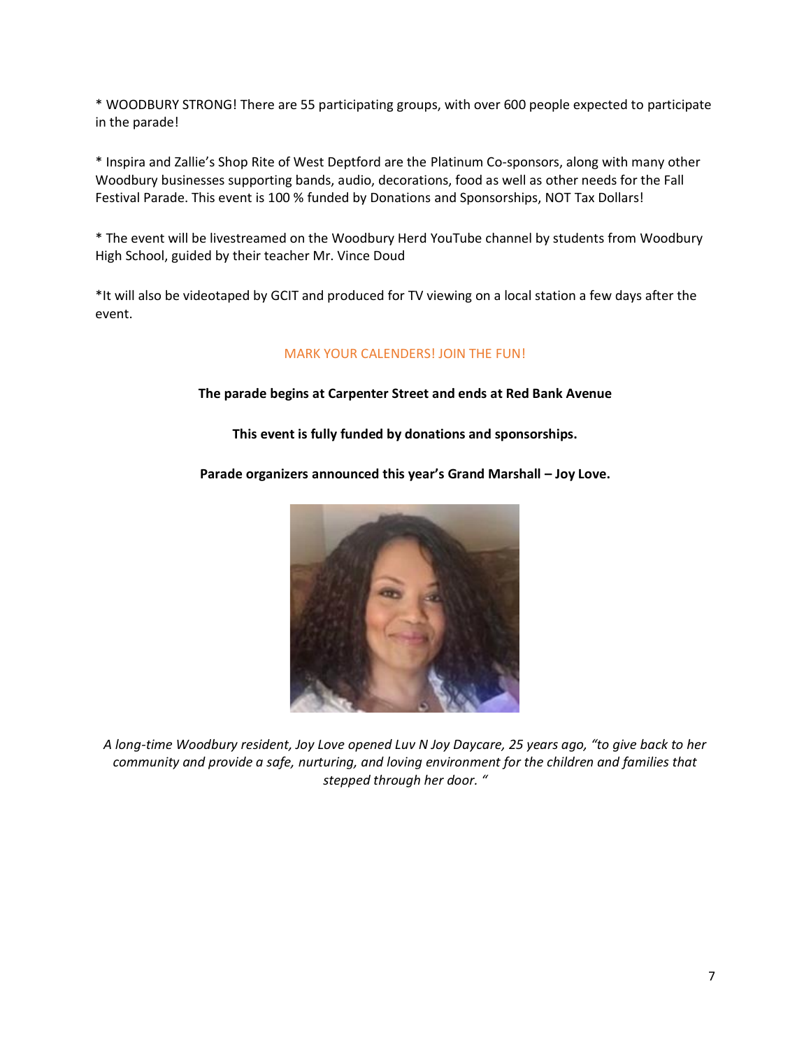* WOODBURY STRONG! There are 55 participating groups, with over 600 people expected to participate in the parade!

* Inspira and Zallie's Shop Rite of West Deptford are the Platinum Co-sponsors, along with many other Woodbury businesses supporting bands, audio, decorations, food as well as other needs for the Fall Festival Parade. This event is 100 % funded by Donations and Sponsorships, NOT Tax Dollars!

* The event will be livestreamed on the Woodbury Herd YouTube channel by students from Woodbury High School, guided by their teacher Mr. Vince Doud

*It will also be videotaped by GCIT and produced for TV viewing on a local station a few days after the event.

MARK YOUR CALENDERS! JOIN THE FUN!

**The parade begins at Carpenter Street and ends at Red Bank Avenue**

**This event is fully funded by donations and sponsorships.**

**Parade organizers announced this year's Grand Marshall – Joy Love.**

*A long-time Woodbury resident, Joy Love opened Luv N Joy Daycare, 25 years ago, "to give back to her community and provide a safe, nurturing, and loving environment for the children and families that stepped through her door. "*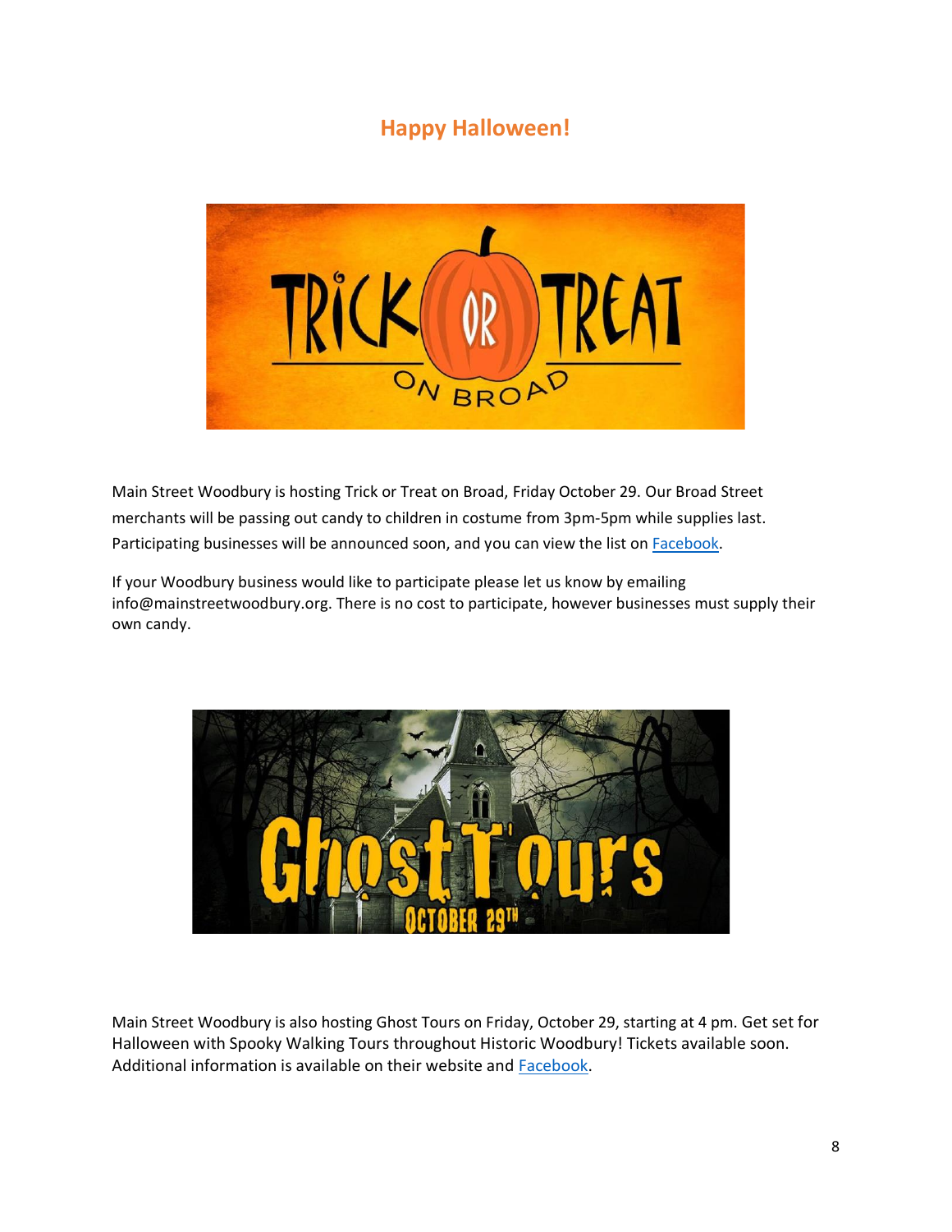## Happy Halloween!

Main Street Woodbury is hosting Trick or Treat on Broad, Friday October 29. Our Broad Street merchants will be passing out candy to children in costume from 3pm-5pm while supplies last. Participating businesses will be announced soon, and you can view the list on Facebook.

If your Woodbury business would like to participate please let us know by emailing info@mainstreetwoodbury.org. There is no cost to participate, however businesses must supply their own candy.

Main Street Woodbury is also hosting Ghost Tours on Friday, October 29, starting at 4 pm. Get set for Halloween with Spooky Walking Tours throughout Historic Woodbury! Tickets available soon. Additional information is available on their website and Facebook.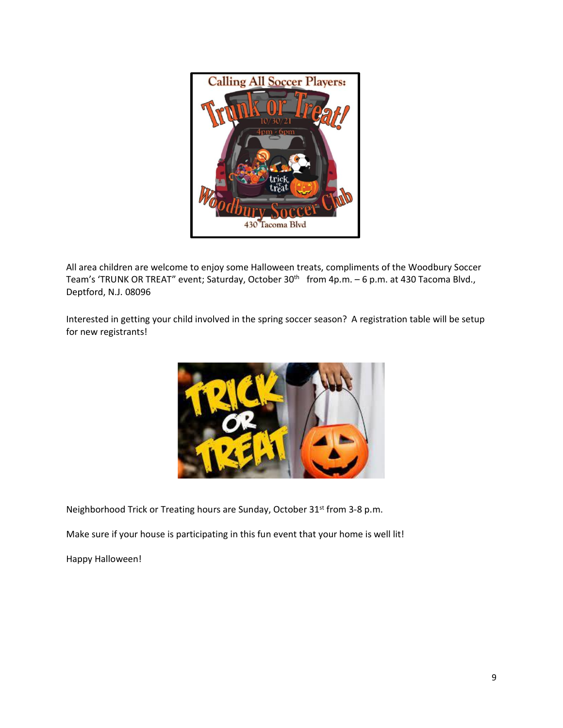All area children are welcome to enjoy some Halloween treats, compliments of the Woodbury Soccer Team's 'TRUNK OR TREAT" event; Saturday, October 30th from 4p.m. – 6 p.m. at 430 Tacoma Blvd., Deptford, N.J. 08096

Interested in getting your child involved in the spring soccer season? A registration table will be setup for new registrants!

Neighborhood Trick or Treating hours are Sunday, October 31st from 3-8 p.m.

Make sure if your house is participating in this fun event that your home is well lit!

Happy Halloween!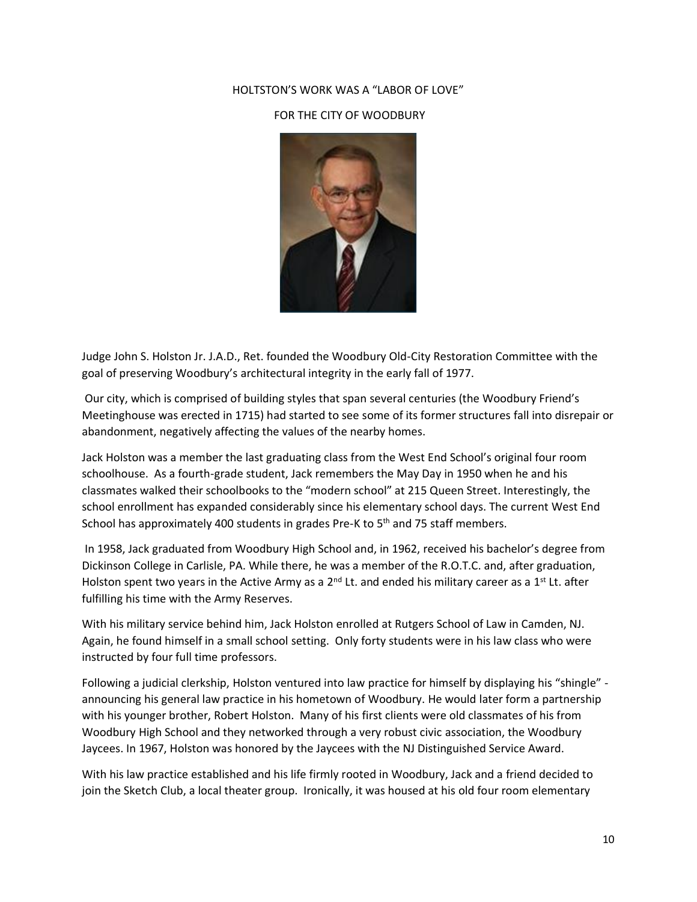HOLTSTON'S WORK WAS A "LABOR OF LOVE"

FOR THE CITY OF WOODBURY

Judge John S. Holston Jr. J.A.D., Ret. founded the Woodbury Old-City Restoration Committee with the goal of preserving Woodbury's architectural integrity in the early fall of 1977.

Our city, which is comprised of building styles that span several centuries (the Woodbury Friend's Meetinghouse was erected in 1715) had started to see some of its former structures fall into disrepair or abandonment, negatively affecting the values of the nearby homes.

Jack Holston was a member the last graduating class from the West End School's original four room schoolhouse. As a fourth-grade student, Jack remembers the May Day in 1950 when he and his classmates walked their schoolbooks to the "modern school" at 215 Queen Street. Interestingly, the school enrollment has expanded considerably since his elementary school days. The current West End School has approximately 400 students in grades Pre-K to 5th and 75 staff members.

In 1958, Jack graduated from Woodbury High School and, in 1962, received his bachelor's degree from Dickinson College in Carlisle, PA. While there, he was a member of the R.O.T.C. and, after graduation, Holston spent two years in the Active Army as a 2nd Lt. and ended his military career as a 1st Lt. after fulfilling his time with the Army Reserves.

With his military service behind him, Jack Holston enrolled at Rutgers School of Law in Camden, NJ. Again, he found himself in a small school setting. Only forty students were in his law class who were instructed by four full time professors.

Following a judicial clerkship, Holston ventured into law practice for himself by displaying his "shingle" - announcing his general law practice in his hometown of Woodbury. He would later form a partnership with his younger brother, Robert Holston. Many of his first clients were old classmates of his from Woodbury High School and they networked through a very robust civic association, the Woodbury Jaycees. In 1967, Holston was honored by the Jaycees with the NJ Distinguished Service Award.

With his law practice established and his life firmly rooted in Woodbury, Jack and a friend decided to join the Sketch Club, a local theater group. Ironically, it was housed at his old four room elementary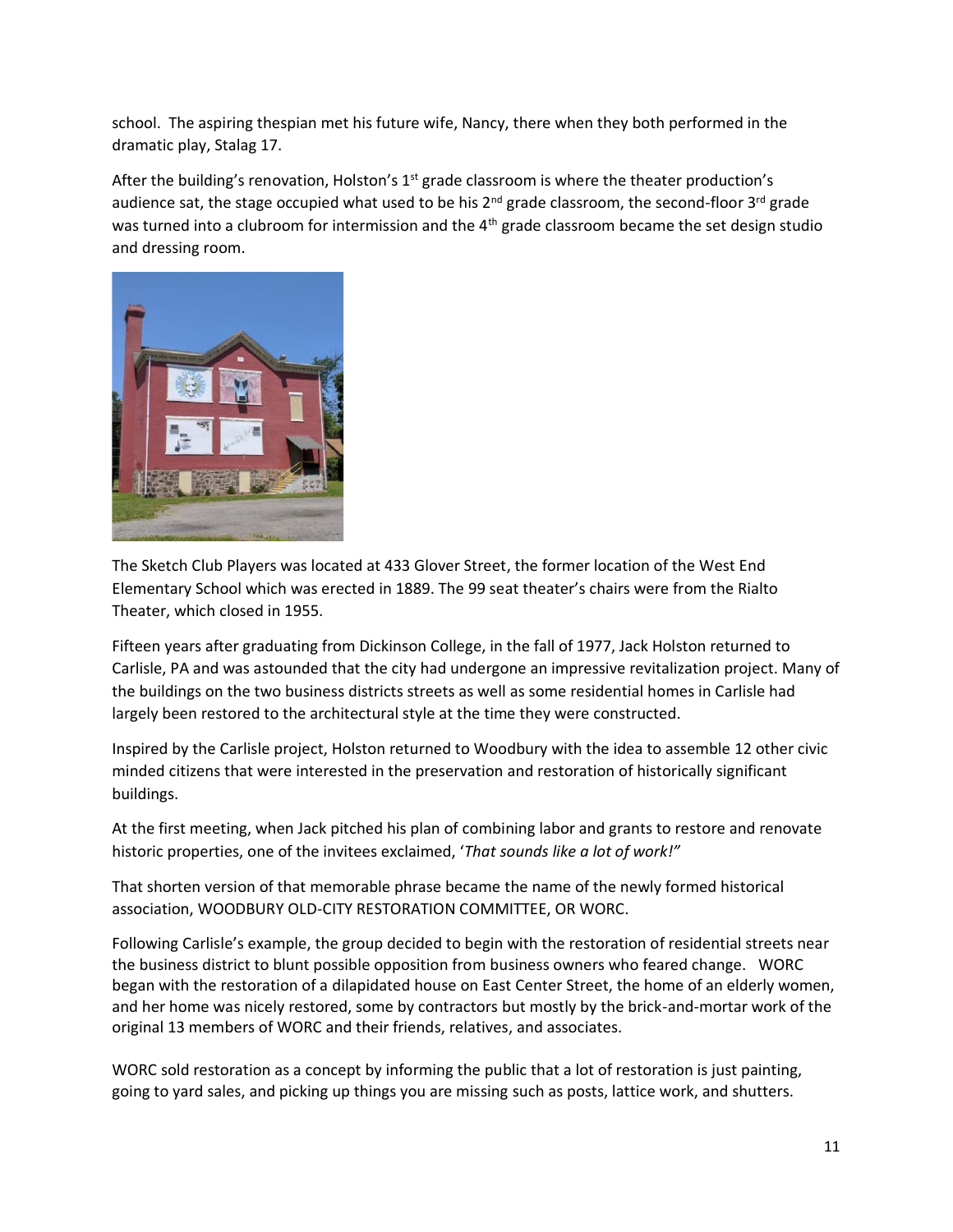school. The aspiring thespian met his future wife, Nancy, there when they both performed in the dramatic play, Stalag 17.

After the building's renovation, Holston's 1st grade classroom is where the theater production's audience sat, the stage occupied what used to be his 2nd grade classroom, the second-floor 3rd grade was turned into a clubroom for intermission and the 4th grade classroom became the set design studio and dressing room.

The Sketch Club Players was located at 433 Glover Street, the former location of the West End Elementary School which was erected in 1889. The 99 seat theater's chairs were from the Rialto Theater, which closed in 1955.

Fifteen years after graduating from Dickinson College, in the fall of 1977, Jack Holston returned to Carlisle, PA and was astounded that the city had undergone an impressive revitalization project. Many of the buildings on the two business districts streets as well as some residential homes in Carlisle had largely been restored to the architectural style at the time they were constructed.

Inspired by the Carlisle project, Holston returned to Woodbury with the idea to assemble 12 other civic minded citizens that were interested in the preservation and restoration of historically significant buildings.

At the first meeting, when Jack pitched his plan of combining labor and grants to restore and renovate historic properties, one of the invitees exclaimed, '*That sounds like a lot of work!"*

That shorten version of that memorable phrase became the name of the newly formed historical association, WOODBURY OLD-CITY RESTORATION COMMITTEE, OR WORC.

Following Carlisle's example, the group decided to begin with the restoration of residential streets near the business district to blunt possible opposition from business owners who feared change. WORC began with the restoration of a dilapidated house on East Center Street, the home of an elderly women, and her home was nicely restored, some by contractors but mostly by the brick-and-mortar work of the original 13 members of WORC and their friends, relatives, and associates.

WORC sold restoration as a concept by informing the public that a lot of restoration is just painting, going to yard sales, and picking up things you are missing such as posts, lattice work, and shutters.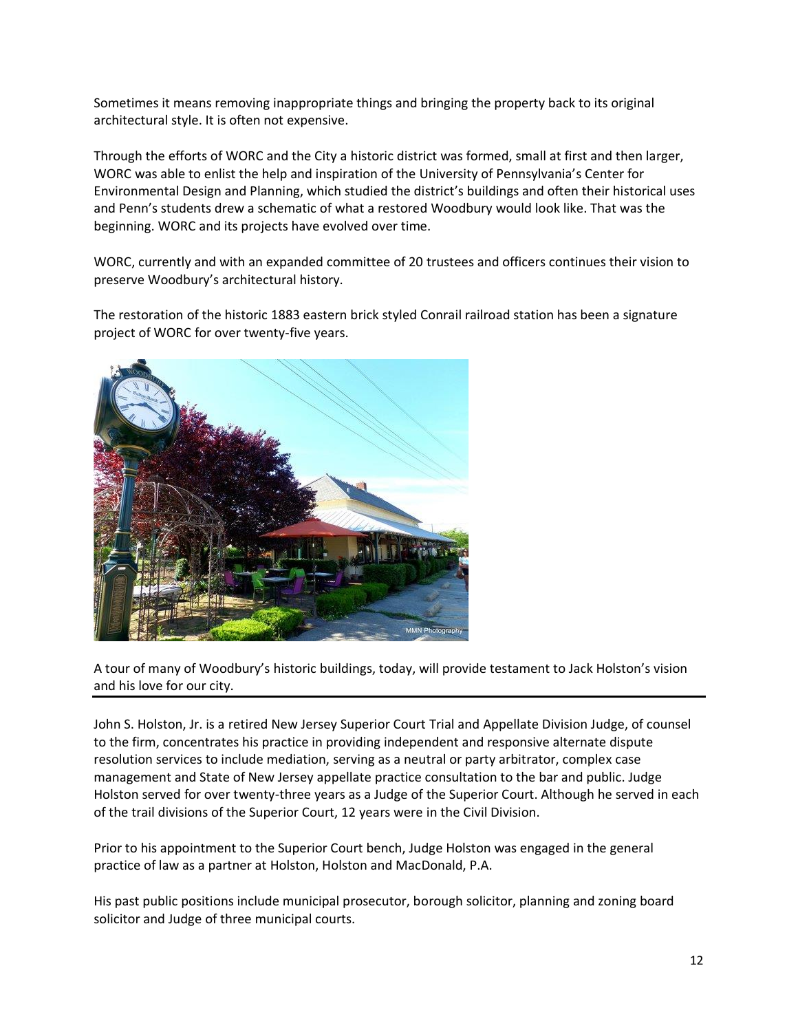Sometimes it means removing inappropriate things and bringing the property back to its original architectural style. It is often not expensive.

Through the efforts of WORC and the City a historic district was formed, small at first and then larger, WORC was able to enlist the help and inspiration of the University of Pennsylvania's Center for Environmental Design and Planning, which studied the district's buildings and often their historical uses and Penn's students drew a schematic of what a restored Woodbury would look like. That was the beginning. WORC and its projects have evolved over time.

WORC, currently and with an expanded committee of 20 trustees and officers continues their vision to preserve Woodbury's architectural history.

The restoration of the historic 1883 eastern brick styled Conrail railroad station has been a signature project of WORC for over twenty-five years.

A tour of many of Woodbury's historic buildings, today, will provide testament to Jack Holston's vision and his love for our city.

---

John S. Holston, Jr. is a retired New Jersey Superior Court Trial and Appellate Division Judge, of counsel to the firm, concentrates his practice in providing independent and responsive alternate dispute resolution services to include mediation, serving as a neutral or party arbitrator, complex case management and State of New Jersey appellate practice consultation to the bar and public. Judge Holston served for over twenty-three years as a Judge of the Superior Court. Although he served in each of the trail divisions of the Superior Court, 12 years were in the Civil Division.

Prior to his appointment to the Superior Court bench, Judge Holston was engaged in the general practice of law as a partner at Holston, Holston and MacDonald, P.A.

His past public positions include municipal prosecutor, borough solicitor, planning and zoning board solicitor and Judge of three municipal courts.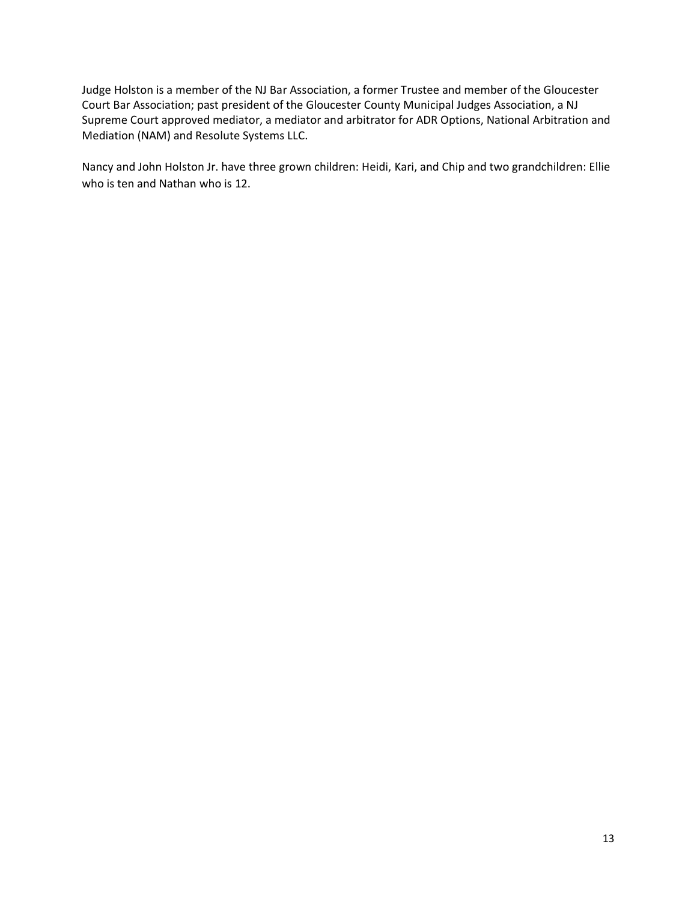Judge Holston is a member of the NJ Bar Association, a former Trustee and member of the Gloucester Court Bar Association; past president of the Gloucester County Municipal Judges Association, a NJ Supreme Court approved mediator, a mediator and arbitrator for ADR Options, National Arbitration and Mediation (NAM) and Resolute Systems LLC.

Nancy and John Holston Jr. have three grown children: Heidi, Kari, and Chip and two grandchildren: Ellie who is ten and Nathan who is 12.